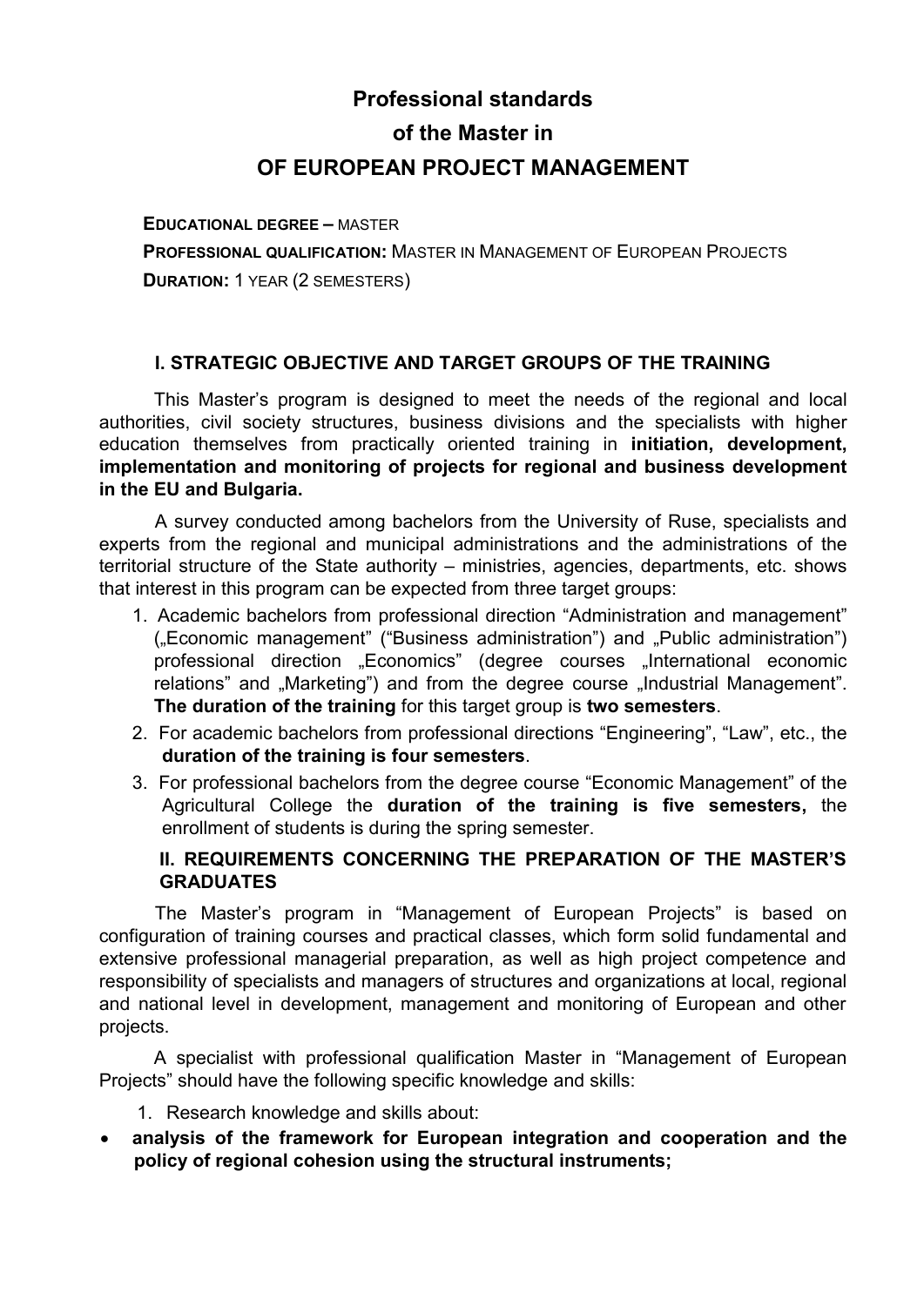# Professional standards
# of the Master in
# OF EUROPEAN PROJECT MANAGEMENT

**EDUCATIONAL DEGREE –** MASTER

**PROFESSIONAL QUALIFICATION:** MASTER IN MANAGEMENT OF EUROPEAN PROJECTS

**DURATION:** 1 YEAR (2 SEMESTERS)

## I. STRATEGIC OBJECTIVE AND TARGET GROUPS OF THE TRAINING

This Master's program is designed to meet the needs of the regional and local authorities, civil society structures, business divisions and the specialists with higher education themselves from practically oriented training in **initiation, development, implementation and monitoring of projects for regional and business development in the EU and Bulgaria.**

A survey conducted among bachelors from the University of Ruse, specialists and experts from the regional and municipal administrations and the administrations of the territorial structure of the State authority – ministries, agencies, departments, etc. shows that interest in this program can be expected from three target groups:

1. Academic bachelors from professional direction "Administration and management" („Economic management" ("Business administration") and „Public administration") professional direction „Economics" (degree courses „International economic relations" and „Marketing") and from the degree course „Industrial Management". **The duration of the training** for this target group is **two semesters**.
2. For academic bachelors from professional directions "Engineering", "Law", etc., the **duration of the training is four semesters**.
3. For professional bachelors from the degree course "Economic Management" of the Agricultural College the **duration of the training is five semesters,** the enrollment of students is during the spring semester.

## II. REQUIREMENTS CONCERNING THE PREPARATION OF THE MASTER'S GRADUATES

The Master's program in "Management of European Projects" is based on configuration of training courses and practical classes, which form solid fundamental and extensive professional managerial preparation, as well as high project competence and responsibility of specialists and managers of structures and organizations at local, regional and national level in development, management and monitoring of European and other projects.

A specialist with professional qualification Master in "Management of European Projects" should have the following specific knowledge and skills:

1. Research knowledge and skills about:

- **analysis of the framework for European integration and cooperation and the policy of regional cohesion using the structural instruments;**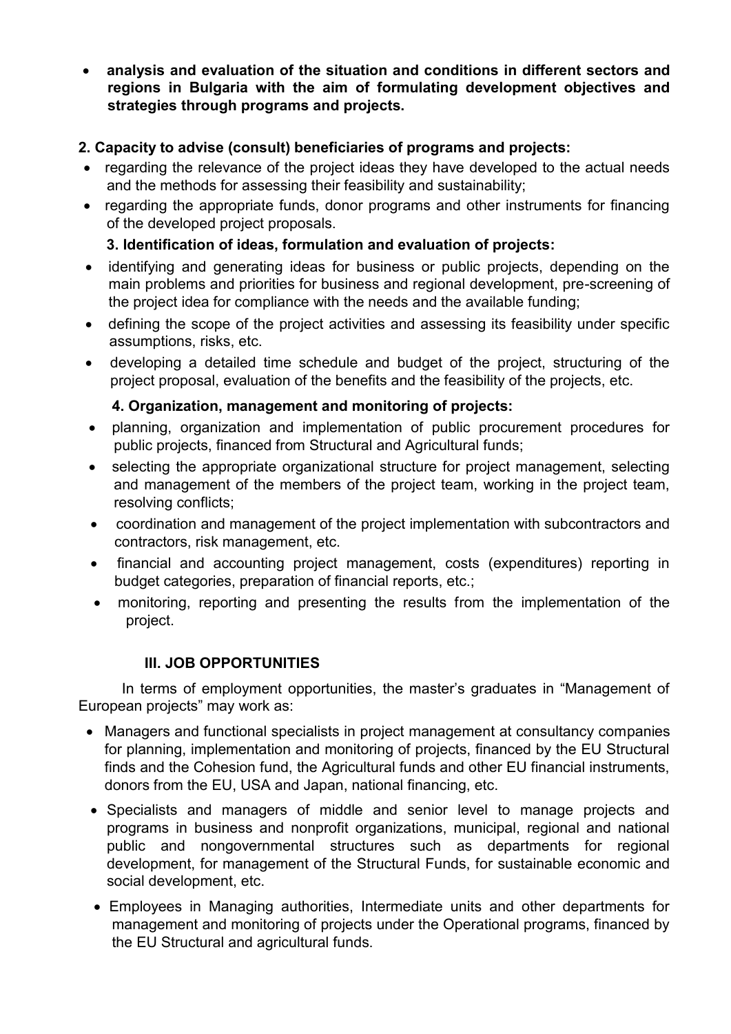- **analysis and evaluation of the situation and conditions in different sectors and regions in Bulgaria with the aim of formulating development objectives and strategies through programs and projects.**

**2. Capacity to advise (consult) beneficiaries of programs and projects:**

- regarding the relevance of the project ideas they have developed to the actual needs and the methods for assessing their feasibility and sustainability;
- regarding the appropriate funds, donor programs and other instruments for financing of the developed project proposals.

**3. Identification of ideas, formulation and evaluation of projects:**

- identifying and generating ideas for business or public projects, depending on the main problems and priorities for business and regional development, pre-screening of the project idea for compliance with the needs and the available funding;
- defining the scope of the project activities and assessing its feasibility under specific assumptions, risks, etc.
- developing a detailed time schedule and budget of the project, structuring of the project proposal, evaluation of the benefits and the feasibility of the projects, etc.

**4. Organization, management and monitoring of projects:**

- planning, organization and implementation of public procurement procedures for public projects, financed from Structural and Agricultural funds;
- selecting the appropriate organizational structure for project management, selecting and management of the members of the project team, working in the project team, resolving conflicts;
- coordination and management of the project implementation with subcontractors and contractors, risk management, etc.
- financial and accounting project management, costs (expenditures) reporting in budget categories, preparation of financial reports, etc.;
- monitoring, reporting and presenting the results from the implementation of the project.

## III. JOB OPPORTUNITIES

In terms of employment opportunities, the master's graduates in "Management of European projects" may work as:

- Managers and functional specialists in project management at consultancy companies for planning, implementation and monitoring of projects, financed by the EU Structural finds and the Cohesion fund, the Agricultural funds and other EU financial instruments, donors from the EU, USA and Japan, national financing, etc.
- Specialists and managers of middle and senior level to manage projects and programs in business and nonprofit organizations, municipal, regional and national public and nongovernmental structures such as departments for regional development, for management of the Structural Funds, for sustainable economic and social development, etc.
- Employees in Managing authorities, Intermediate units and other departments for management and monitoring of projects under the Operational programs, financed by the EU Structural and agricultural funds.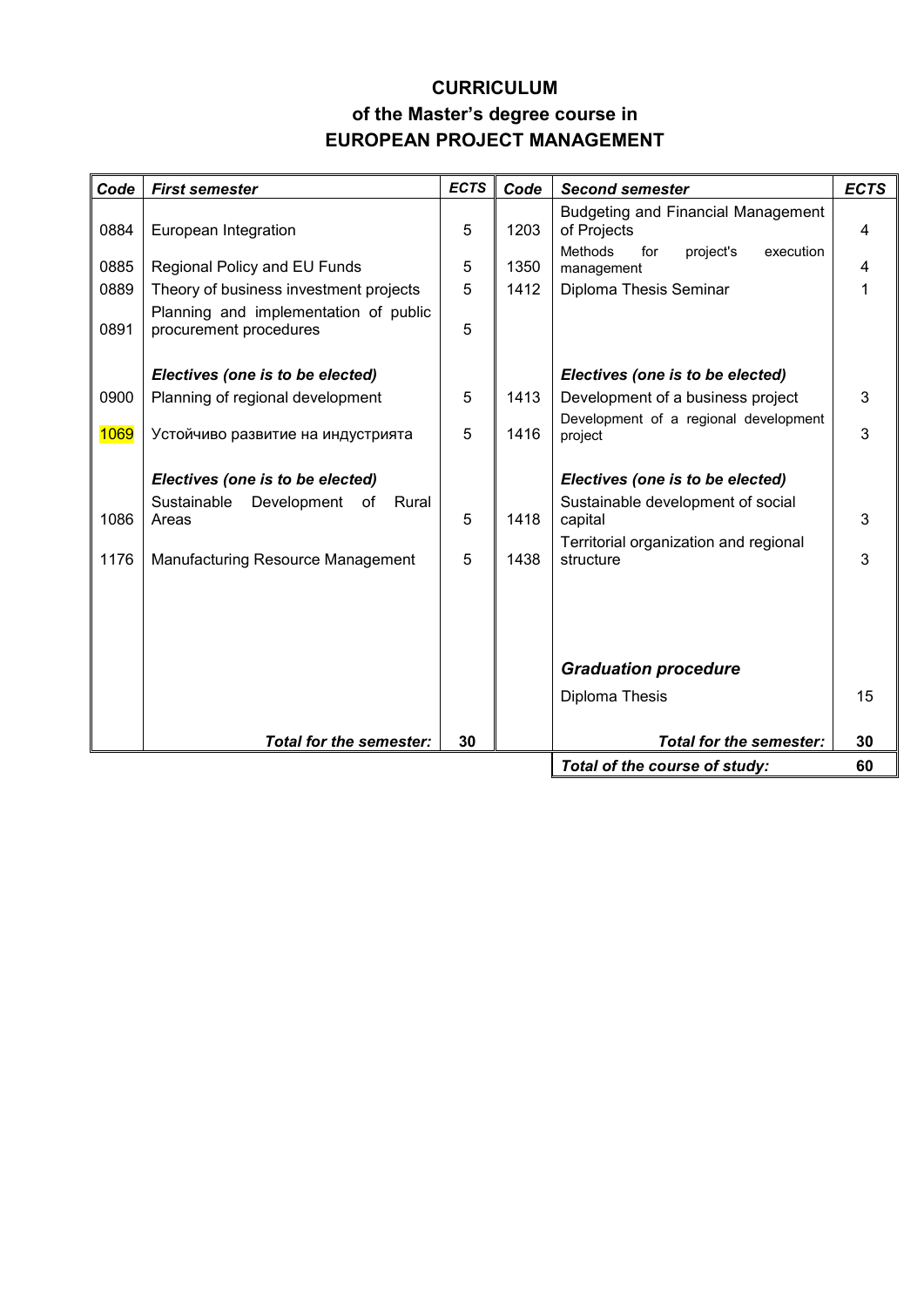# CURRICULUM
## of the Master's degree course in
## EUROPEAN PROJECT MANAGEMENT

| Code | First semester | ECTS | Code | Second semester | ECTS |
|---|---|---|---|---|---|
| 0884 | European Integration | 5 | 1203 | Budgeting and Financial Management of Projects | 4 |
| 0885 | Regional Policy and EU Funds | 5 | 1350 | Methods for project's execution management | 4 |
| 0889 | Theory of business investment projects | 5 | 1412 | Diploma Thesis Seminar | 1 |
| 0891 | Planning and implementation of public procurement procedures | 5 | | | |
| | ***Electives (one is to be elected)*** | | | ***Electives (one is to be elected)*** | |
| 0900 | Planning of regional development | 5 | 1413 | Development of a business project | 3 |
| 1069 | Устойчиво развитие на индустрията | 5 | 1416 | Development of a regional development project | 3 |
| | ***Electives (one is to be elected)*** | | | ***Electives (one is to be elected)*** | |
| 1086 | Sustainable Development of Rural Areas | 5 | 1418 | Sustainable development of social capital | 3 |
| 1176 | Manufacturing Resource Management | 5 | 1438 | Territorial organization and regional structure | 3 |
| | | | | ***Graduation procedure*** | |
| | | | | Diploma Thesis | 15 |
| | ***Total for the semester:*** | **30** | | ***Total for the semester:*** | **30** |
| | | | | ***Total of the course of study:*** | **60** |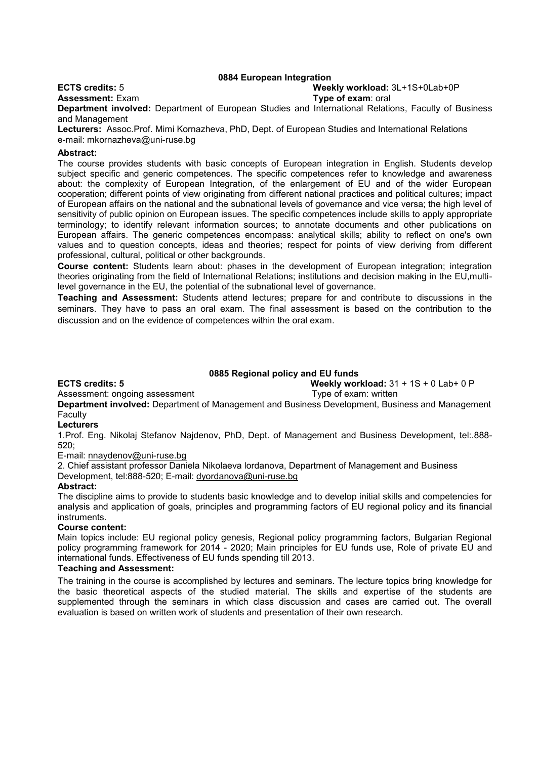## 0884 European Integration

**ECTS credits:** 5 **Weekly workload:** 3L+1S+0Lab+0P

**Assessment:** Exam **Type of exam**: oral

**Department involved:** Department of European Studies and International Relations, Faculty of Business and Management

**Lecturers:** Assoc.Prof. Mimi Kornazheva, PhD, Dept. of European Studies and International Relations
e-mail: mkornazheva@uni-ruse.bg

**Abstract:**

The course provides students with basic concepts of European integration in English. Students develop subject specific and generic competences. The specific competences refer to knowledge and awareness about: the complexity of European Integration, of the enlargement of EU and of the wider European cooperation; different points of view originating from different national practices and political cultures; impact of European affairs on the national and the subnational levels of governance and vice versa; the high level of sensitivity of public opinion on European issues. The specific competences include skills to apply appropriate terminology; to identify relevant information sources; to annotate documents and other publications on European affairs. The generic competences encompass: analytical skills; ability to reflect on one's own values and to question concepts, ideas and theories; respect for points of view deriving from different professional, cultural, political or other backgrounds.

**Course content:** Students learn about: phases in the development of European integration; integration theories originating from the field of International Relations; institutions and decision making in the EU,multi-level governance in the EU, the potential of the subnational level of governance.

**Teaching and Assessment:** Students attend lectures; prepare for and contribute to discussions in the seminars. They have to pass an oral exam. The final assessment is based on the contribution to the discussion and on the evidence of competences within the oral exam.

## 0885 Regional policy and EU funds

**ECTS credits: 5** **Weekly workload:** 31 + 1S + 0 Lab+ 0 P

Assessment: ongoing assessment Type of exam: written

**Department involved:** Department of Management and Business Development, Business and Management Faculty

**Lecturers**

1.Prof. Eng. Nikolaj Stefanov Najdenov, PhD, Dept. of Management and Business Development, tel:.888-520;

E-mail: nnaydenov@uni-ruse.bg

2. Chief assistant professor Daniela Nikolaeva lordanova, Department of Management and Business Development, tel:888-520; E-mail: dyordanova@uni-ruse.bg

**Abstract:**

The discipline aims to provide to students basic knowledge and to develop initial skills and competencies for analysis and application of goals, principles and programming factors of EU regional policy and its financial instruments.

**Course content:**

Main topics include: EU regional policy genesis, Regional policy programming factors, Bulgarian Regional policy programming framework for 2014 - 2020; Main principles for EU funds use, Role of private EU and international funds. Effectiveness of EU funds spending till 2013.

**Teaching and Assessment:**

The training in the course is accomplished by lectures and seminars. The lecture topics bring knowledge for the basic theoretical aspects of the studied material. The skills and expertise of the students are supplemented through the seminars in which class discussion and cases are carried out. The overall evaluation is based on written work of students and presentation of their own research.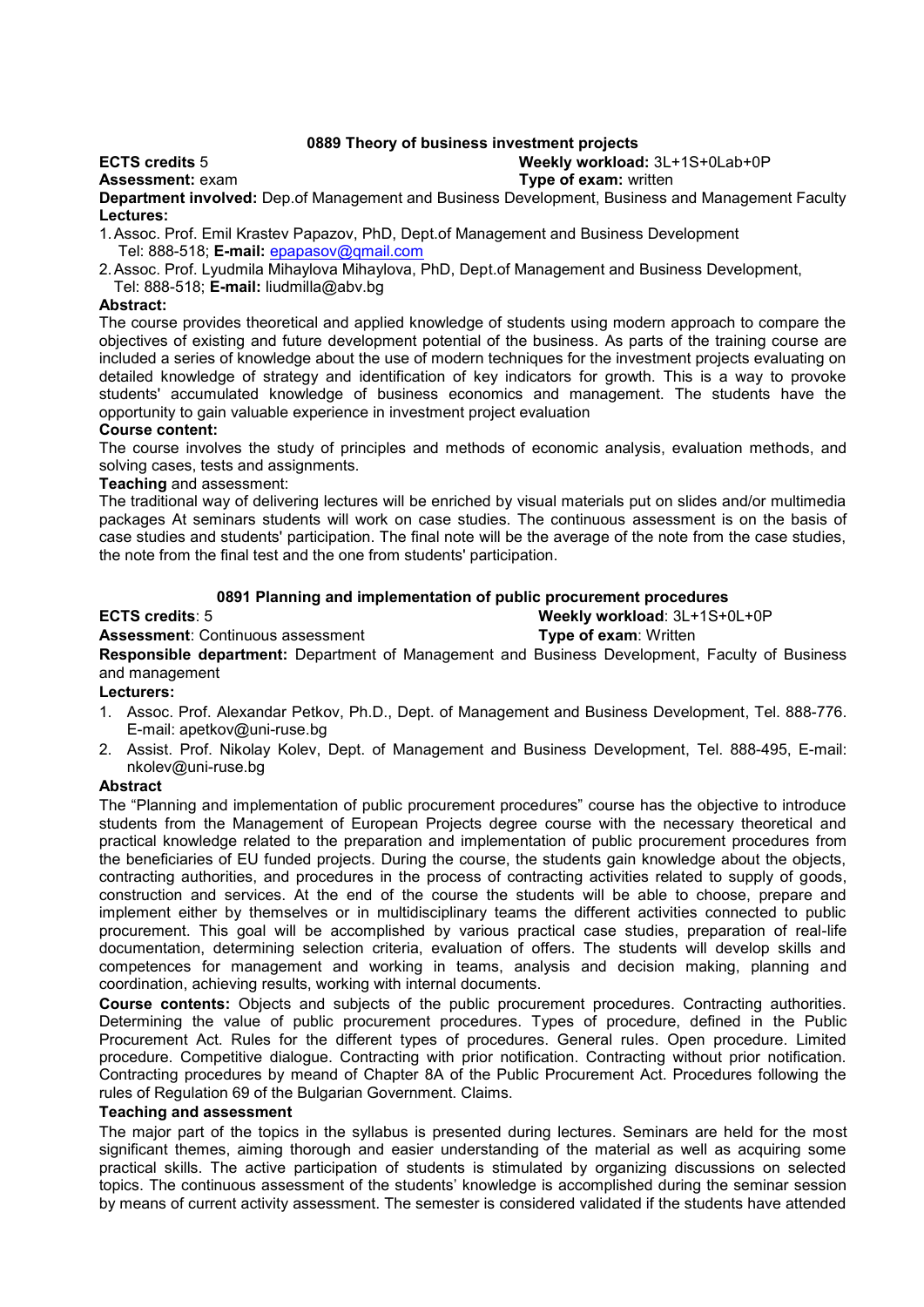### 0889 Theory of business investment projects

**ECTS credits** 5 **Weekly workload:** 3L+1S+0Lab+0P

**Assessment:** exam **Type of exam:** written

**Department involved:** Dep.of Management and Business Development, Business and Management Faculty

**Lectures:**

1. Assoc. Prof. Emil Krastev Papazov, PhD, Dept.of Management and Business Development
   Tel: 888-518; **E-mail:** epapasov@qmail.com
2. Assoc. Prof. Lyudmila Mihaylova Mihaylova, PhD, Dept.of Management and Business Development,
   Tel: 888-518; **E-mail:** liudmilla@abv.bg

**Abstract:**

The course provides theoretical and applied knowledge of students using modern approach to compare the objectives of existing and future development potential of the business. As parts of the training course are included a series of knowledge about the use of modern techniques for the investment projects evaluating on detailed knowledge of strategy and identification of key indicators for growth. This is a way to provoke students' accumulated knowledge of business economics and management. The students have the opportunity to gain valuable experience in investment project evaluation

**Course content:**

The course involves the study of principles and methods of economic analysis, evaluation methods, and solving cases, tests and assignments.

**Teaching** and assessment:

The traditional way of delivering lectures will be enriched by visual materials put on slides and/or multimedia packages At seminars students will work on case studies. The continuous assessment is on the basis of case studies and students' participation. The final note will be the average of the note from the case studies, the note from the final test and the one from students' participation.

### 0891 Planning and implementation of public procurement procedures

**ECTS credits**: 5 **Weekly workload**: 3L+1S+0L+0P

**Assessment**: Continuous assessment **Type of exam**: Written

**Responsible department:** Department of Management and Business Development, Faculty of Business and management

**Lecturers:**

1. Assoc. Prof. Alexandar Petkov, Ph.D., Dept. of Management and Business Development, Tel. 888-776. E-mail: apetkov@uni-ruse.bg
2. Assist. Prof. Nikolay Kolev, Dept. of Management and Business Development, Tel. 888-495, E-mail: nkolev@uni-ruse.bg

**Abstract**

The "Planning and implementation of public procurement procedures" course has the objective to introduce students from the Management of European Projects degree course with the necessary theoretical and practical knowledge related to the preparation and implementation of public procurement procedures from the beneficiaries of EU funded projects. During the course, the students gain knowledge about the objects, contracting authorities, and procedures in the process of contracting activities related to supply of goods, construction and services. At the end of the course the students will be able to choose, prepare and implement either by themselves or in multidisciplinary teams the different activities connected to public procurement. This goal will be accomplished by various practical case studies, preparation of real-life documentation, determining selection criteria, evaluation of offers. The students will develop skills and competences for management and working in teams, analysis and decision making, planning and coordination, achieving results, working with internal documents.

**Course contents:** Objects and subjects of the public procurement procedures. Contracting authorities. Determining the value of public procurement procedures. Types of procedure, defined in the Public Procurement Act. Rules for the different types of procedures. General rules. Open procedure. Limited procedure. Competitive dialogue. Contracting with prior notification. Contracting without prior notification. Contracting procedures by meand of Chapter 8A of the Public Procurement Act. Procedures following the rules of Regulation 69 of the Bulgarian Government. Claims.

**Teaching and assessment**

The major part of the topics in the syllabus is presented during lectures. Seminars are held for the most significant themes, aiming thorough and easier understanding of the material as well as acquiring some practical skills. The active participation of students is stimulated by organizing discussions on selected topics. The continuous assessment of the students' knowledge is accomplished during the seminar session by means of current activity assessment. The semester is considered validated if the students have attended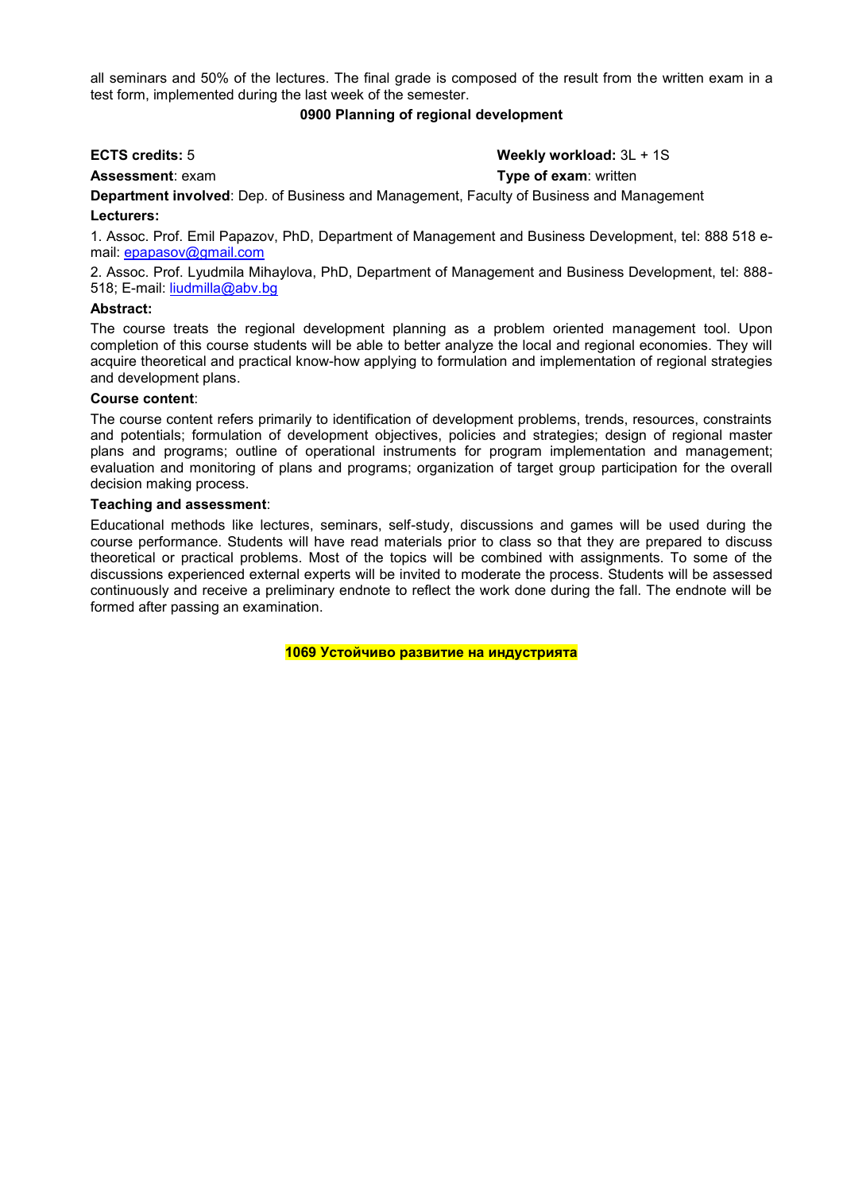all seminars and 50% of the lectures. The final grade is composed of the result from the written exam in a test form, implemented during the last week of the semester.

### 0900 Planning of regional development

**ECTS credits:** 5

**Weekly workload:** 3L + 1S

**Assessment**: exam

**Type of exam**: written

**Department involved**: Dep. of Business and Management, Faculty of Business and Management

**Lecturers:**

1. Assoc. Prof. Emil Papazov, PhD, Department of Management and Business Development, tel: 888 518 e-mail: epapasov@gmail.com

2. Assoc. Prof. Lyudmila Mihaylova, PhD, Department of Management and Business Development, tel: 888-518; E-mail: liudmilla@abv.bg

**Abstract:**

The course treats the regional development planning as a problem oriented management tool. Upon completion of this course students will be able to better analyze the local and regional economies. They will acquire theoretical and practical know-how applying to formulation and implementation of regional strategies and development plans.

**Course content**:

The course content refers primarily to identification of development problems, trends, resources, constraints and potentials; formulation of development objectives, policies and strategies; design of regional master plans and programs; outline of operational instruments for program implementation and management; evaluation and monitoring of plans and programs; organization of target group participation for the overall decision making process.

**Teaching and assessment**:

Educational methods like lectures, seminars, self-study, discussions and games will be used during the course performance. Students will have read materials prior to class so that they are prepared to discuss theoretical or practical problems. Most of the topics will be combined with assignments. To some of the discussions experienced external experts will be invited to moderate the process. Students will be assessed continuously and receive a preliminary endnote to reflect the work done during the fall. The endnote will be formed after passing an examination.

### 1069 Устойчиво развитие на индустрията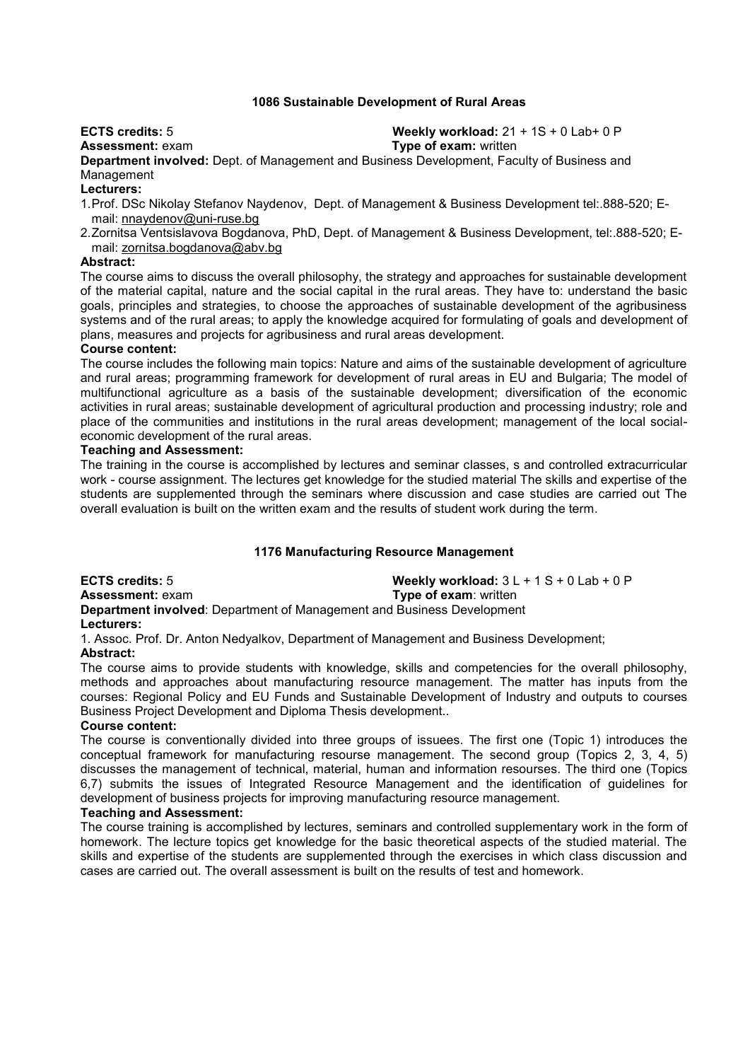### 1086 Sustainable Development of Rural Areas

**ECTS credits:** 5 **Weekly workload:** 21 + 1S + 0 Lab+ 0 P
**Assessment:** exam **Type of exam:** written
**Department involved:** Dept. of Management and Business Development, Faculty of Business and Management
**Lecturers:**

1. Prof. DSc Nikolay Stefanov Naydenov, Dept. of Management & Business Development tel:.888-520; E-mail: nnaydenov@uni-ruse.bg
2. Zornitsa Ventsislavova Bogdanova, PhD, Dept. of Management & Business Development, tel:.888-520; E-mail: zornitsa.bogdanova@abv.bg

**Abstract:**
The course aims to discuss the overall philosophy, the strategy and approaches for sustainable development of the material capital, nature and the social capital in the rural areas. They have to: understand the basic goals, principles and strategies, to choose the approaches of sustainable development of the agribusiness systems and of the rural areas; to apply the knowledge acquired for formulating of goals and development of plans, measures and projects for agribusiness and rural areas development.
**Course content:**
The course includes the following main topics: Nature and aims of the sustainable development of agriculture and rural areas; programming framework for development of rural areas in EU and Bulgaria; The model of multifunctional agriculture as a basis of the sustainable development; diversification of the economic activities in rural areas; sustainable development of agricultural production and processing industry; role and place of the communities and institutions in the rural areas development; management of the local social-economic development of the rural areas.
**Teaching and Assessment:**
The training in the course is accomplished by lectures and seminar classes, s and controlled extracurricular work - course assignment. The lectures get knowledge for the studied material The skills and expertise of the students are supplemented through the seminars where discussion and case studies are carried out The overall evaluation is built on the written exam and the results of student work during the term.

### 1176 Manufacturing Resource Management

**ECTS credits:** 5 **Weekly workload:** 3 L + 1 S + 0 Lab + 0 P
**Assessment:** exam **Type of exam**: written
**Department involved**: Department of Management and Business Development
**Lecturers:**

1. Assoc. Prof. Dr. Anton Nedyalkov, Department of Management and Business Development;

**Abstract:**
The course aims to provide students with knowledge, skills and competencies for the overall philosophy, methods and approaches about manufacturing resource management. The matter has inputs from the courses: Regional Policy and EU Funds and Sustainable Development of Industry and outputs to courses Business Project Development and Diploma Thesis development..
**Course content:**
The course is conventionally divided into three groups of issuees. The first one (Topic 1) introduces the conceptual framework for manufacturing resourse management. The second group (Topics 2, 3, 4, 5) discusses the management of technical, material, human and information resourses. The third one (Topics 6,7) submits the issues of Integrated Resource Management and the identification of guidelines for development of business projects for improving manufacturing resource management.
**Teaching and Assessment:**
The course training is accomplished by lectures, seminars and controlled supplementary work in the form of homework. The lecture topics get knowledge for the basic theoretical aspects of the studied material. The skills and expertise of the students are supplemented through the exercises in which class discussion and cases are carried out. The overall assessment is built on the results of test and homework.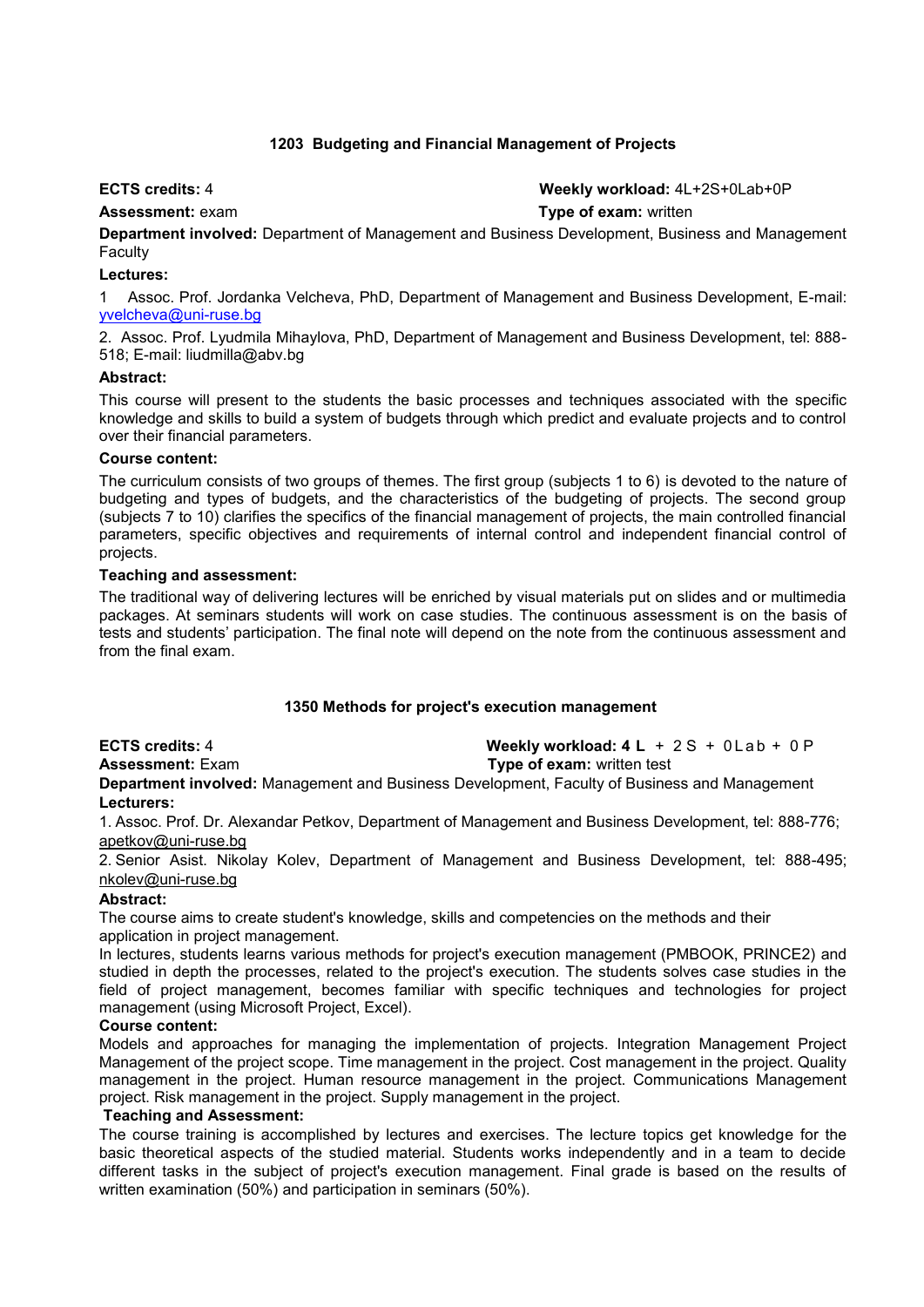### 1203 Budgeting and Financial Management of Projects

**ECTS credits:** 4
**Weekly workload:** 4L+2S+0Lab+0P
**Assessment:** exam
**Type of exam:** written

**Department involved:** Department of Management and Business Development, Business and Management Faculty

**Lectures:**

1 Assoc. Prof. Jordanka Velcheva, PhD, Department of Management and Business Development, E-mail: yvelcheva@uni-ruse.bg

2. Assoc. Prof. Lyudmila Mihaylova, PhD, Department of Management and Business Development, tel: 888-518; E-mail: liudmilla@abv.bg

**Abstract:**

This course will present to the students the basic processes and techniques associated with the specific knowledge and skills to build a system of budgets through which predict and evaluate projects and to control over their financial parameters.

**Course content:**

The curriculum consists of two groups of themes. The first group (subjects 1 to 6) is devoted to the nature of budgeting and types of budgets, and the characteristics of the budgeting of projects. The second group (subjects 7 to 10) clarifies the specifics of the financial management of projects, the main controlled financial parameters, specific objectives and requirements of internal control and independent financial control of projects.

**Teaching and assessment:**

The traditional way of delivering lectures will be enriched by visual materials put on slides and or multimedia packages. At seminars students will work on case studies. The continuous assessment is on the basis of tests and students' participation. The final note will depend on the note from the continuous assessment and from the final exam.

### 1350 Methods for project's execution management

**ECTS credits:** 4
**Weekly workload:** **4 L** + 2 S + 0 Lab + 0 P
**Assessment:** Exam
**Type of exam:** written test

**Department involved:** Management and Business Development, Faculty of Business and Management

**Lecturers:**

1. Assoc. Prof. Dr. Alexandar Petkov, Department of Management and Business Development, tel: 888-776; apetkov@uni-ruse.bg

2. Senior Asist. Nikolay Kolev, Department of Management and Business Development, tel: 888-495; nkolev@uni-ruse.bg

**Abstract:**

The course aims to create student's knowledge, skills and competencies on the methods and their application in project management.

In lectures, students learns various methods for project's execution management (PMBOOK, PRINCE2) and studied in depth the processes, related to the project's execution. The students solves case studies in the field of project management, becomes familiar with specific techniques and technologies for project management (using Microsoft Project, Excel).

**Course content:**

Models and approaches for managing the implementation of projects. Integration Management Project Management of the project scope. Time management in the project. Cost management in the project. Quality management in the project. Human resource management in the project. Communications Management project. Risk management in the project. Supply management in the project.

**Teaching and Assessment:**

The course training is accomplished by lectures and exercises. The lecture topics get knowledge for the basic theoretical aspects of the studied material. Students works independently and in a team to decide different tasks in the subject of project's execution management. Final grade is based on the results of written examination (50%) and participation in seminars (50%).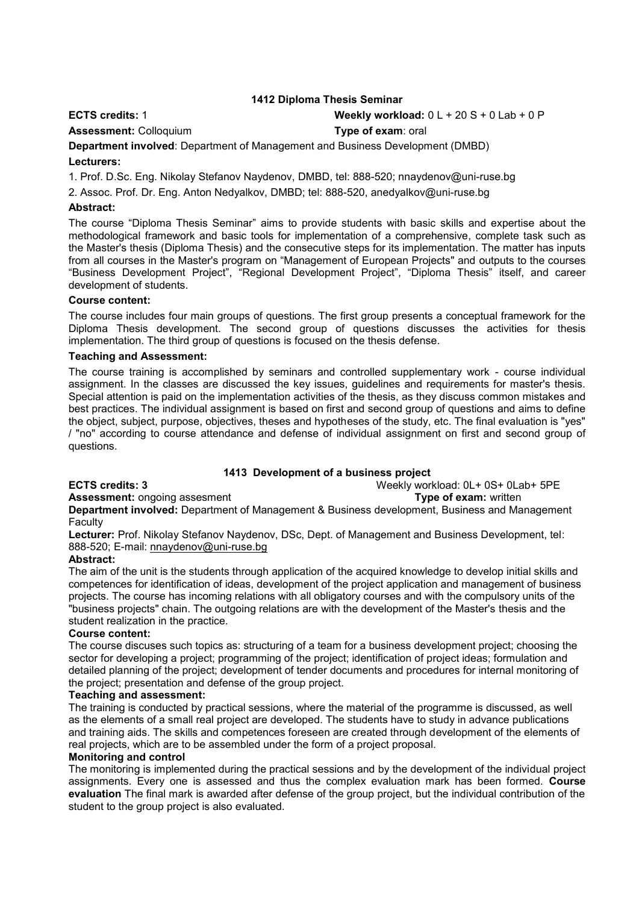### 1412 Diploma Thesis Seminar

**ECTS credits:** 1 **Weekly workload:** 0 L + 20 S + 0 Lab + 0 P

**Assessment:** Colloquium **Type of exam**: oral

**Department involved**: Department of Management and Business Development (DMBD)

**Lecturers:**

1. Prof. D.Sc. Eng. Nikolay Stefanov Naydenov, DMBD, tel: 888-520; nnaydenov@uni-ruse.bg
2. Assoc. Prof. Dr. Eng. Anton Nedyalkov, DMBD; tel: 888-520, anedyalkov@uni-ruse.bg

**Abstract:**

The course "Diploma Thesis Seminar" aims to provide students with basic skills and expertise about the methodological framework and basic tools for implementation of a comprehensive, complete task such as the Master's thesis (Diploma Thesis) and the consecutive steps for its implementation. The matter has inputs from all courses in the Master's program on "Management of European Projects" and outputs to the courses "Business Development Project", "Regional Development Project", "Diploma Thesis" itself, and career development of students.

**Course content:**

The course includes four main groups of questions. The first group presents a conceptual framework for the Diploma Thesis development. The second group of questions discusses the activities for thesis implementation. The third group of questions is focused on the thesis defense.

**Teaching and Assessment:**

The course training is accomplished by seminars and controlled supplementary work - course individual assignment. In the classes are discussed the key issues, guidelines and requirements for master's thesis. Special attention is paid on the implementation activities of the thesis, as they discuss common mistakes and best practices. The individual assignment is based on first and second group of questions and aims to define the object, subject, purpose, objectives, theses and hypotheses of the study, etc. The final evaluation is "yes" / "no" according to course attendance and defense of individual assignment on first and second group of questions.

### 1413 Development of a business project

**ECTS credits: 3** Weekly workload: 0L+ 0S+ 0Lab+ 5PE

**Assessment:** ongoing assesment **Type of exam:** written

**Department involved:** Department of Management & Business development, Business and Management Faculty

**Lecturer:** Prof. Nikolay Stefanov Naydenov, DSc, Dept. of Management and Business Development, tel: 888-520; E-mail: nnaydenov@uni-ruse.bg

**Abstract:**

The aim of the unit is the students through application of the acquired knowledge to develop initial skills and competences for identification of ideas, development of the project application and management of business projects. The course has incoming relations with all obligatory courses and with the compulsory units of the "business projects" chain. The outgoing relations are with the development of the Master's thesis and the student realization in the practice.

**Course content:**

The course discuses such topics as: structuring of a team for a business development project; choosing the sector for developing a project; programming of the project; identification of project ideas; formulation and detailed planning of the project; development of tender documents and procedures for internal monitoring of the project; presentation and defense of the group project.

**Teaching and assessment:**

The training is conducted by practical sessions, where the material of the programme is discussed, as well as the elements of a small real project are developed. The students have to study in advance publications and training aids. The skills and competences foreseen are created through development of the elements of real projects, which are to be assembled under the form of a project proposal.

**Monitoring and control**

The monitoring is implemented during the practical sessions and by the development of the individual project assignments. Every one is assessed and thus the complex evaluation mark has been formed. **Course evaluation** The final mark is awarded after defense of the group project, but the individual contribution of the student to the group project is also evaluated.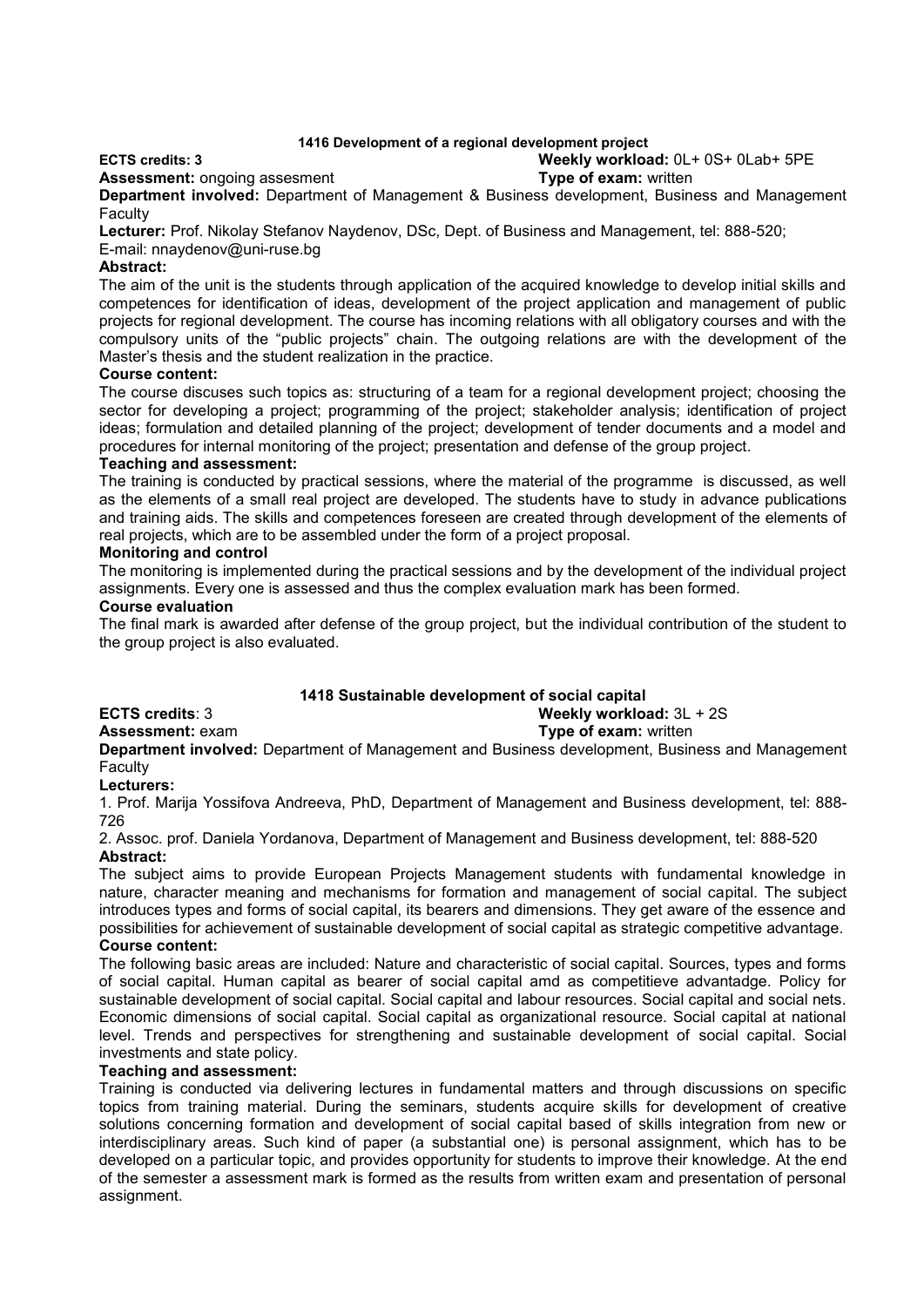### 1416 Development of a regional development project

**ECTS credits: 3** **Weekly workload:** 0L+ 0S+ 0Lab+ 5PE

**Assessment:** ongoing assesment **Type of exam:** written

**Department involved:** Department of Management & Business development, Business and Management Faculty

**Lecturer:** Prof. Nikolay Stefanov Naydenov, DSc, Dept. of Business and Management, tel: 888-520; E-mail: nnaydenov@uni-ruse.bg

**Abstract:**

The aim of the unit is the students through application of the acquired knowledge to develop initial skills and competences for identification of ideas, development of the project application and management of public projects for regional development. The course has incoming relations with all obligatory courses and with the compulsory units of the "public projects" chain. The outgoing relations are with the development of the Master's thesis and the student realization in the practice.

**Course content:**

The course discuses such topics as: structuring of a team for a regional development project; choosing the sector for developing a project; programming of the project; stakeholder analysis; identification of project ideas; formulation and detailed planning of the project; development of tender documents and a model and procedures for internal monitoring of the project; presentation and defense of the group project.

**Teaching and assessment:**

The training is conducted by practical sessions, where the material of the programme is discussed, as well as the elements of a small real project are developed. The students have to study in advance publications and training aids. The skills and competences foreseen are created through development of the elements of real projects, which are to be assembled under the form of a project proposal.

**Monitoring and control**

The monitoring is implemented during the practical sessions and by the development of the individual project assignments. Every one is assessed and thus the complex evaluation mark has been formed.

**Course evaluation**

The final mark is awarded after defense of the group project, but the individual contribution of the student to the group project is also evaluated.

### 1418 Sustainable development of social capital

**ECTS credits**: 3 **Weekly workload:** 3L + 2S

**Assessment:** exam **Type of exam:** written

**Department involved:** Department of Management and Business development, Business and Management Faculty

**Lecturers:**

1. Prof. Marija Yossifova Andreeva, PhD, Department of Management and Business development, tel: 888-726
2. Assoc. prof. Daniela Yordanova, Department of Management and Business development, tel: 888-520

**Abstract:**

The subject aims to provide European Projects Management students with fundamental knowledge in nature, character meaning and mechanisms for formation and management of social capital. The subject introduces types and forms of social capital, its bearers and dimensions. They get aware of the essence and possibilities for achievement of sustainable development of social capital as strategic competitive advantage.

**Course content:**

The following basic areas are included: Nature and characteristic of social capital. Sources, types and forms of social capital. Human capital as bearer of social capital amd as competitieve advantadge. Policy for sustainable development of social capital. Social capital and labour resources. Social capital and social nets. Economic dimensions of social capital. Social capital as organizational resource. Social capital at national level. Trends and perspectives for strengthening and sustainable development of social capital. Social investments and state policy.

**Teaching and assessment:**

Training is conducted via delivering lectures in fundamental matters and through discussions on specific topics from training material. During the seminars, students acquire skills for development of creative solutions concerning formation and development of social capital based of skills integration from new or interdisciplinary areas. Such kind of paper (a substantial one) is personal assignment, which has to be developed on a particular topic, and provides opportunity for students to improve their knowledge. At the end of the semester a assessment mark is formed as the results from written exam and presentation of personal assignment.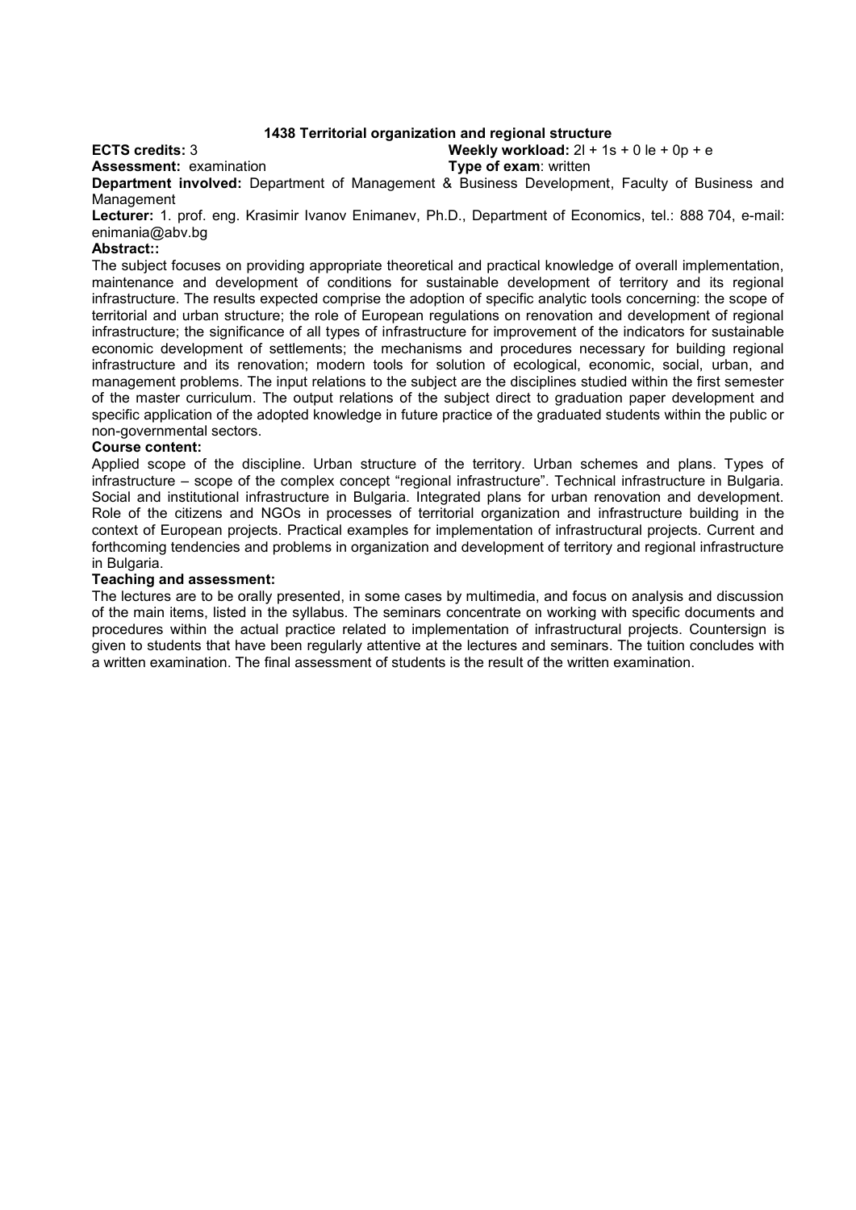**1438 Territorial organization and regional structure**

**ECTS credits:** 3 **Weekly workload:** 2l + 1s + 0 le + 0p + e

**Assessment:** examination **Type of exam**: written

**Department involved:** Department of Management & Business Development, Faculty of Business and Management

**Lecturer:** 1. prof. eng. Krasimir Ivanov Enimanev, Ph.D., Department of Economics, tel.: 888 704, e-mail: enimania@abv.bg

**Abstract::**

The subject focuses on providing appropriate theoretical and practical knowledge of overall implementation, maintenance and development of conditions for sustainable development of territory and its regional infrastructure. The results expected comprise the adoption of specific analytic tools concerning: the scope of territorial and urban structure; the role of European regulations on renovation and development of regional infrastructure; the significance of all types of infrastructure for improvement of the indicators for sustainable economic development of settlements; the mechanisms and procedures necessary for building regional infrastructure and its renovation; modern tools for solution of ecological, economic, social, urban, and management problems. The input relations to the subject are the disciplines studied within the first semester of the master curriculum. The output relations of the subject direct to graduation paper development and specific application of the adopted knowledge in future practice of the graduated students within the public or non-governmental sectors.

**Course content:**

Applied scope of the discipline. Urban structure of the territory. Urban schemes and plans. Types of infrastructure – scope of the complex concept "regional infrastructure". Technical infrastructure in Bulgaria. Social and institutional infrastructure in Bulgaria. Integrated plans for urban renovation and development. Role of the citizens and NGOs in processes of territorial organization and infrastructure building in the context of European projects. Practical examples for implementation of infrastructural projects. Current and forthcoming tendencies and problems in organization and development of territory and regional infrastructure in Bulgaria.

**Teaching and assessment:**

The lectures are to be orally presented, in some cases by multimedia, and focus on analysis and discussion of the main items, listed in the syllabus. The seminars concentrate on working with specific documents and procedures within the actual practice related to implementation of infrastructural projects. Countersign is given to students that have been regularly attentive at the lectures and seminars. The tuition concludes with a written examination. The final assessment of students is the result of the written examination.